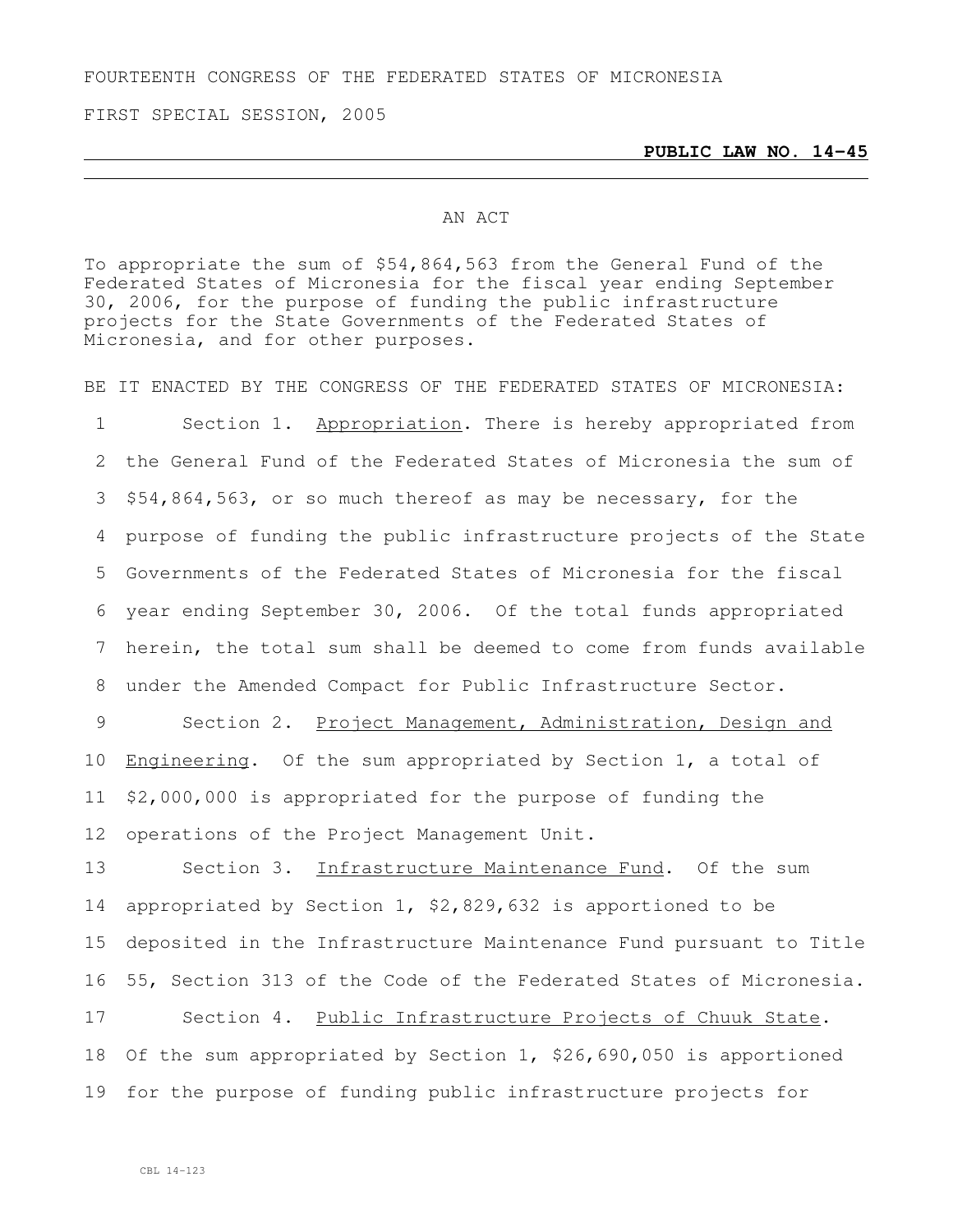FOURTEENTH CONGRESS OF THE FEDERATED STATES OF MICRONESIA

FIRST SPECIAL SESSION, 2005

**PUBLIC LAW NO. 14-45**

AN ACT

To appropriate the sum of $54,864,563 from the General Fund of the Federated States of Micronesia for the fiscal year ending September 30, 2006, for the purpose of funding the public infrastructure projects for the State Governments of the Federated States of Micronesia, and for other purposes.

BE IT ENACTED BY THE CONGRESS OF THE FEDERATED STATES OF MICRONESIA:

Section 1. Appropriation. There is hereby appropriated from the General Fund of the Federated States of Micronesia the sum of $54,864,563, or so much thereof as may be necessary, for the purpose of funding the public infrastructure projects of the State Governments of the Federated States of Micronesia for the fiscal year ending September 30, 2006. Of the total funds appropriated herein, the total sum shall be deemed to come from funds available under the Amended Compact for Public Infrastructure Sector.

Section 2. Project Management, Administration, Design and Engineering. Of the sum appropriated by Section 1, a total of $2,000,000 is appropriated for the purpose of funding the operations of the Project Management Unit.

Section 3. Infrastructure Maintenance Fund. Of the sum appropriated by Section 1, $2,829,632 is apportioned to be deposited in the Infrastructure Maintenance Fund pursuant to Title 55, Section 313 of the Code of the Federated States of Micronesia.

Section 4. Public Infrastructure Projects of Chuuk State. Of the sum appropriated by Section 1, $26,690,050 is apportioned for the purpose of funding public infrastructure projects for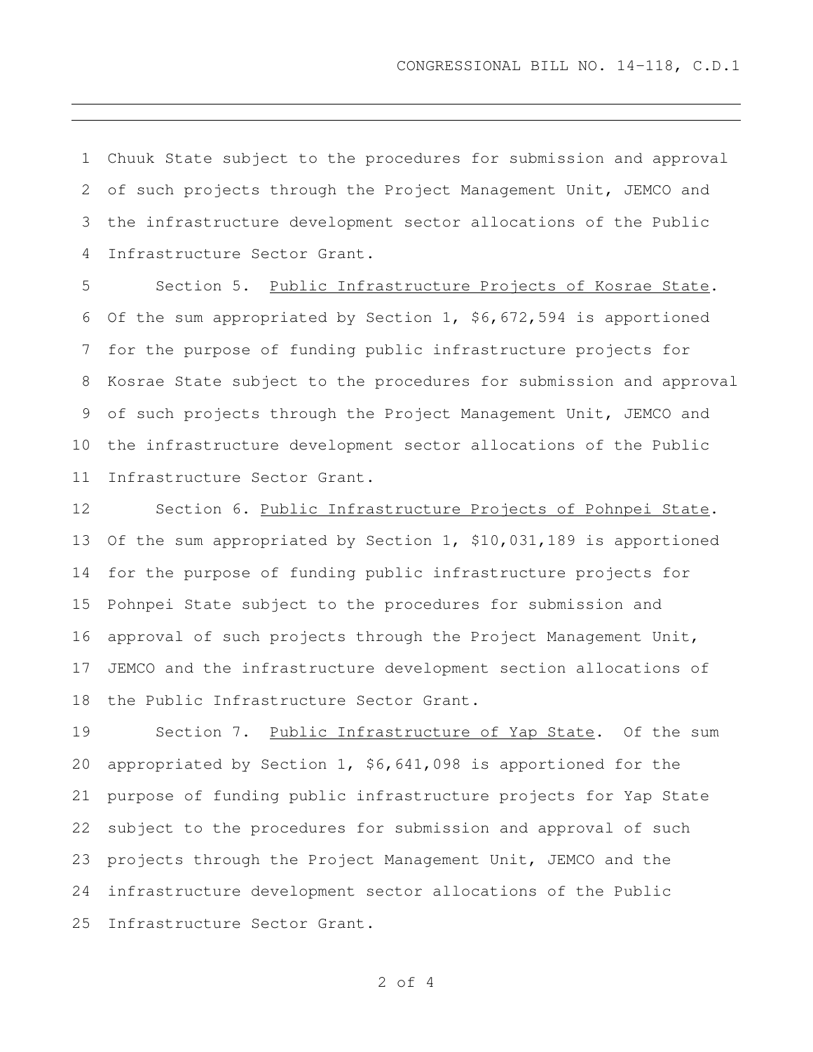Chuuk State subject to the procedures for submission and approval of such projects through the Project Management Unit, JEMCO and the infrastructure development sector allocations of the Public Infrastructure Sector Grant.

Section 5. Public Infrastructure Projects of Kosrae State. Of the sum appropriated by Section 1, $6,672,594 is apportioned for the purpose of funding public infrastructure projects for Kosrae State subject to the procedures for submission and approval of such projects through the Project Management Unit, JEMCO and the infrastructure development sector allocations of the Public Infrastructure Sector Grant.

Section 6. Public Infrastructure Projects of Pohnpei State. Of the sum appropriated by Section 1, $10,031,189 is apportioned for the purpose of funding public infrastructure projects for Pohnpei State subject to the procedures for submission and approval of such projects through the Project Management Unit, JEMCO and the infrastructure development section allocations of the Public Infrastructure Sector Grant.

Section 7. Public Infrastructure of Yap State. Of the sum appropriated by Section 1, $6,641,098 is apportioned for the purpose of funding public infrastructure projects for Yap State subject to the procedures for submission and approval of such projects through the Project Management Unit, JEMCO and the infrastructure development sector allocations of the Public Infrastructure Sector Grant.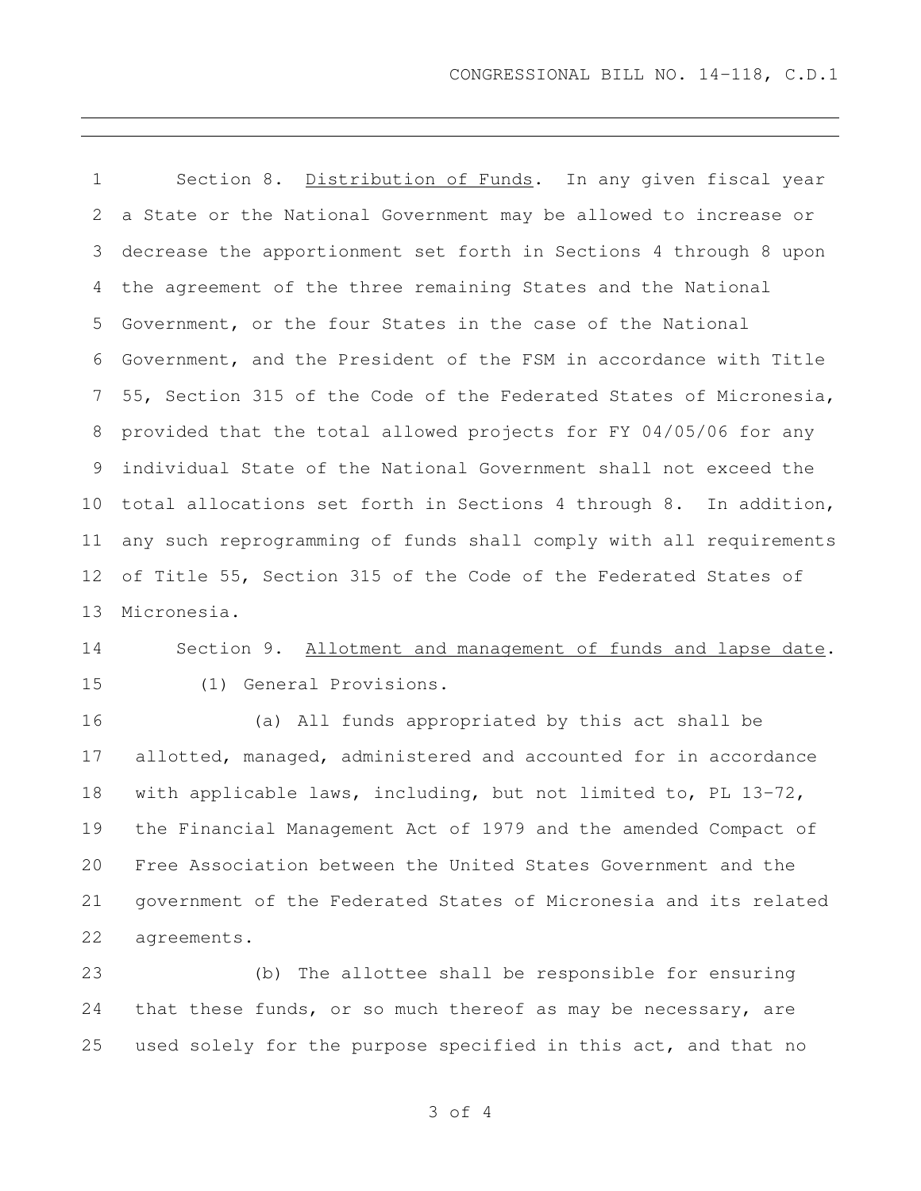Section 8. Distribution of Funds. In any given fiscal year a State or the National Government may be allowed to increase or decrease the apportionment set forth in Sections 4 through 8 upon the agreement of the three remaining States and the National Government, or the four States in the case of the National Government, and the President of the FSM in accordance with Title 55, Section 315 of the Code of the Federated States of Micronesia, provided that the total allowed projects for FY 04/05/06 for any individual State of the National Government shall not exceed the total allocations set forth in Sections 4 through 8. In addition, any such reprogramming of funds shall comply with all requirements of Title 55, Section 315 of the Code of the Federated States of Micronesia.

Section 9. Allotment and management of funds and lapse date.

(1) General Provisions.

(a) All funds appropriated by this act shall be allotted, managed, administered and accounted for in accordance with applicable laws, including, but not limited to, PL 13-72, the Financial Management Act of 1979 and the amended Compact of Free Association between the United States Government and the government of the Federated States of Micronesia and its related agreements.

(b) The allottee shall be responsible for ensuring that these funds, or so much thereof as may be necessary, are used solely for the purpose specified in this act, and that no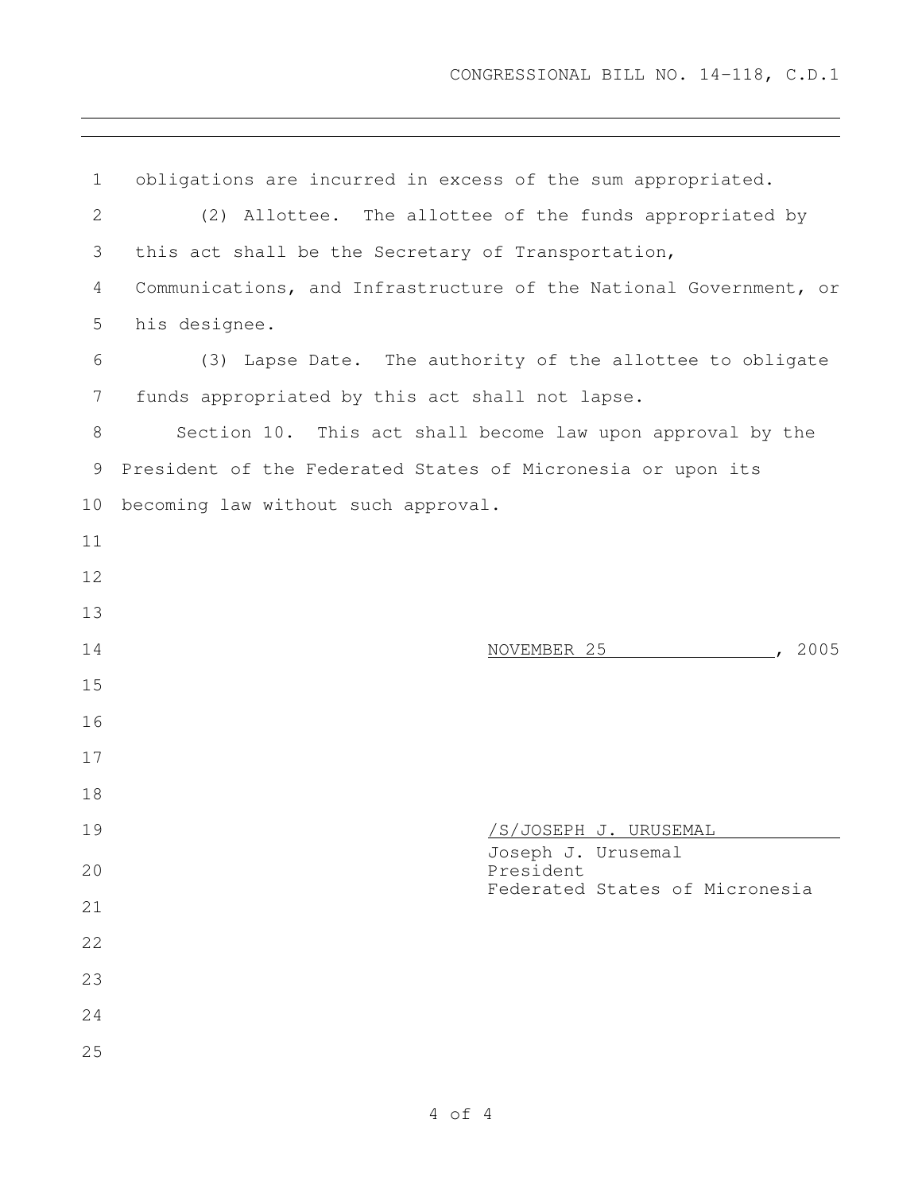obligations are incurred in excess of the sum appropriated.

(2) Allottee. The allottee of the funds appropriated by this act shall be the Secretary of Transportation, Communications, and Infrastructure of the National Government, or his designee.

(3) Lapse Date. The authority of the allottee to obligate funds appropriated by this act shall not lapse.

Section 10. This act shall become law upon approval by the President of the Federated States of Micronesia or upon its becoming law without such approval.

NOVEMBER 25, 2005

/S/JOSEPH J. URUSEMAL
Joseph J. Urusemal
President
Federated States of Micronesia